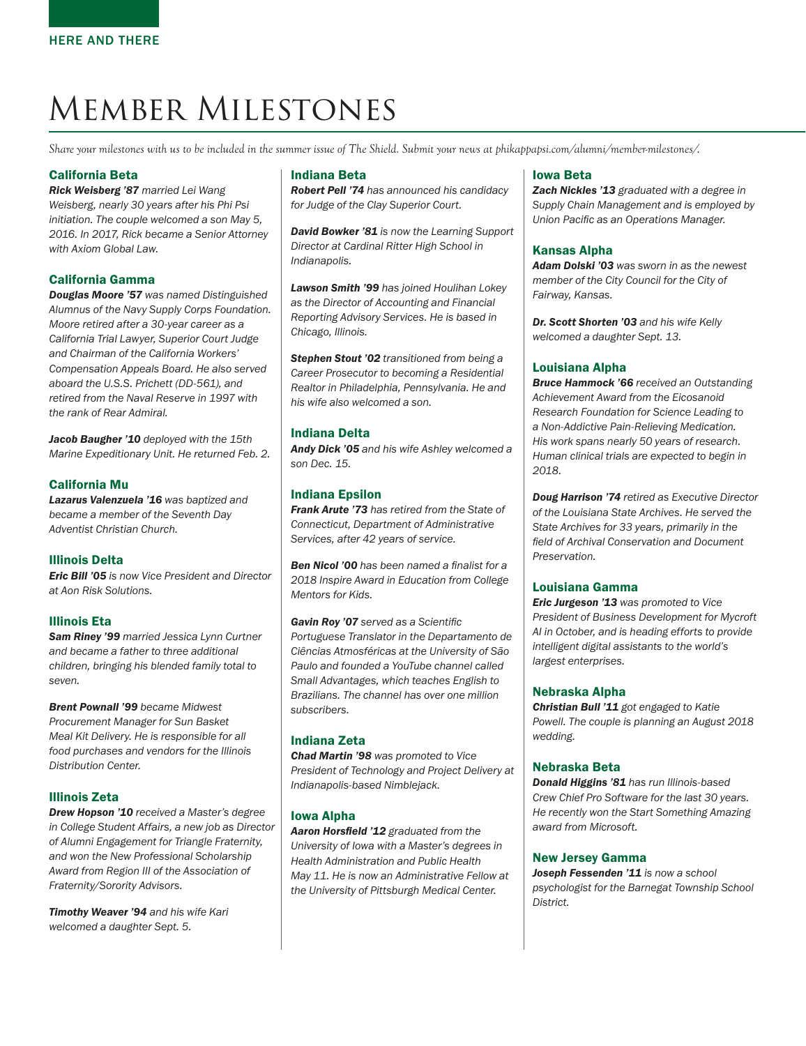# Member Milestones

*Share your milestones with us to be included in the summer issue of The Shield. Submit your news at phikappapsi.com/alumni/member-milestones/.*

### California Beta

***Rick Weisberg '87*** *married Lei Wang Weisberg, nearly 30 years after his Phi Psi initiation. The couple welcomed a son May 5, 2016. In 2017, Rick became a Senior Attorney with Axiom Global Law.*

### California Gamma

***Douglas Moore '57*** *was named Distinguished Alumnus of the Navy Supply Corps Foundation. Moore retired after a 30-year career as a California Trial Lawyer, Superior Court Judge and Chairman of the California Workers' Compensation Appeals Board. He also served aboard the U.S.S. Prichett (DD-561), and retired from the Naval Reserve in 1997 with the rank of Rear Admiral.*

***Jacob Baugher '10*** *deployed with the 15th Marine Expeditionary Unit. He returned Feb. 2.*

### California Mu

***Lazarus Valenzuela '16*** *was baptized and became a member of the Seventh Day Adventist Christian Church.*

### Illinois Delta

***Eric Bill '05*** *is now Vice President and Director at Aon Risk Solutions.*

### Illinois Eta

***Sam Riney '99*** *married Jessica Lynn Curtner and became a father to three additional children, bringing his blended family total to seven.*

***Brent Pownall '99*** *became Midwest Procurement Manager for Sun Basket Meal Kit Delivery. He is responsible for all food purchases and vendors for the Illinois Distribution Center.*

### Illinois Zeta

***Drew Hopson '10*** *received a Master's degree in College Student Affairs, a new job as Director of Alumni Engagement for Triangle Fraternity, and won the New Professional Scholarship Award from Region III of the Association of Fraternity/Sorority Advisors.*

***Timothy Weaver '94*** *and his wife Kari welcomed a daughter Sept. 5.*

### Indiana Beta

***Robert Pell '74*** *has announced his candidacy for Judge of the Clay Superior Court.*

***David Bowker '81*** *is now the Learning Support Director at Cardinal Ritter High School in Indianapolis.*

***Lawson Smith '99*** *has joined Houlihan Lokey as the Director of Accounting and Financial Reporting Advisory Services. He is based in Chicago, Illinois.*

***Stephen Stout '02*** *transitioned from being a Career Prosecutor to becoming a Residential Realtor in Philadelphia, Pennsylvania. He and his wife also welcomed a son.*

### Indiana Delta

***Andy Dick '05*** *and his wife Ashley welcomed a son Dec. 15.*

### Indiana Epsilon

***Frank Arute '73*** *has retired from the State of Connecticut, Department of Administrative Services, after 42 years of service.*

***Ben Nicol '00*** *has been named a finalist for a 2018 Inspire Award in Education from College Mentors for Kids.*

***Gavin Roy '07*** *served as a Scientific Portuguese Translator in the Departamento de Ciências Atmosféricas at the University of São Paulo and founded a YouTube channel called Small Advantages, which teaches English to Brazilians. The channel has over one million subscribers.*

### Indiana Zeta

***Chad Martin '98*** *was promoted to Vice President of Technology and Project Delivery at Indianapolis-based Nimblejack.*

### Iowa Alpha

***Aaron Horsfield '12*** *graduated from the University of Iowa with a Master's degrees in Health Administration and Public Health May 11. He is now an Administrative Fellow at the University of Pittsburgh Medical Center.*

### Iowa Beta

***Zach Nickles '13*** *graduated with a degree in Supply Chain Management and is employed by Union Pacific as an Operations Manager.*

### Kansas Alpha

***Adam Dolski '03*** *was sworn in as the newest member of the City Council for the City of Fairway, Kansas.*

***Dr. Scott Shorten '03*** *and his wife Kelly welcomed a daughter Sept. 13.*

### Louisiana Alpha

***Bruce Hammock '66*** *received an Outstanding Achievement Award from the Eicosanoid Research Foundation for Science Leading to a Non-Addictive Pain-Relieving Medication. His work spans nearly 50 years of research. Human clinical trials are expected to begin in 2018.*

***Doug Harrison '74*** *retired as Executive Director of the Louisiana State Archives. He served the State Archives for 33 years, primarily in the field of Archival Conservation and Document Preservation.*

### Louisiana Gamma

***Eric Jurgeson '13*** *was promoted to Vice President of Business Development for Mycroft AI in October, and is heading efforts to provide intelligent digital assistants to the world's largest enterprises.*

### Nebraska Alpha

***Christian Bull '11*** *got engaged to Katie Powell. The couple is planning an August 2018 wedding.*

### Nebraska Beta

***Donald Higgins '81*** *has run Illinois-based Crew Chief Pro Software for the last 30 years. He recently won the Start Something Amazing award from Microsoft.*

### New Jersey Gamma

***Joseph Fessenden '11*** *is now a school psychologist for the Barnegat Township School District.*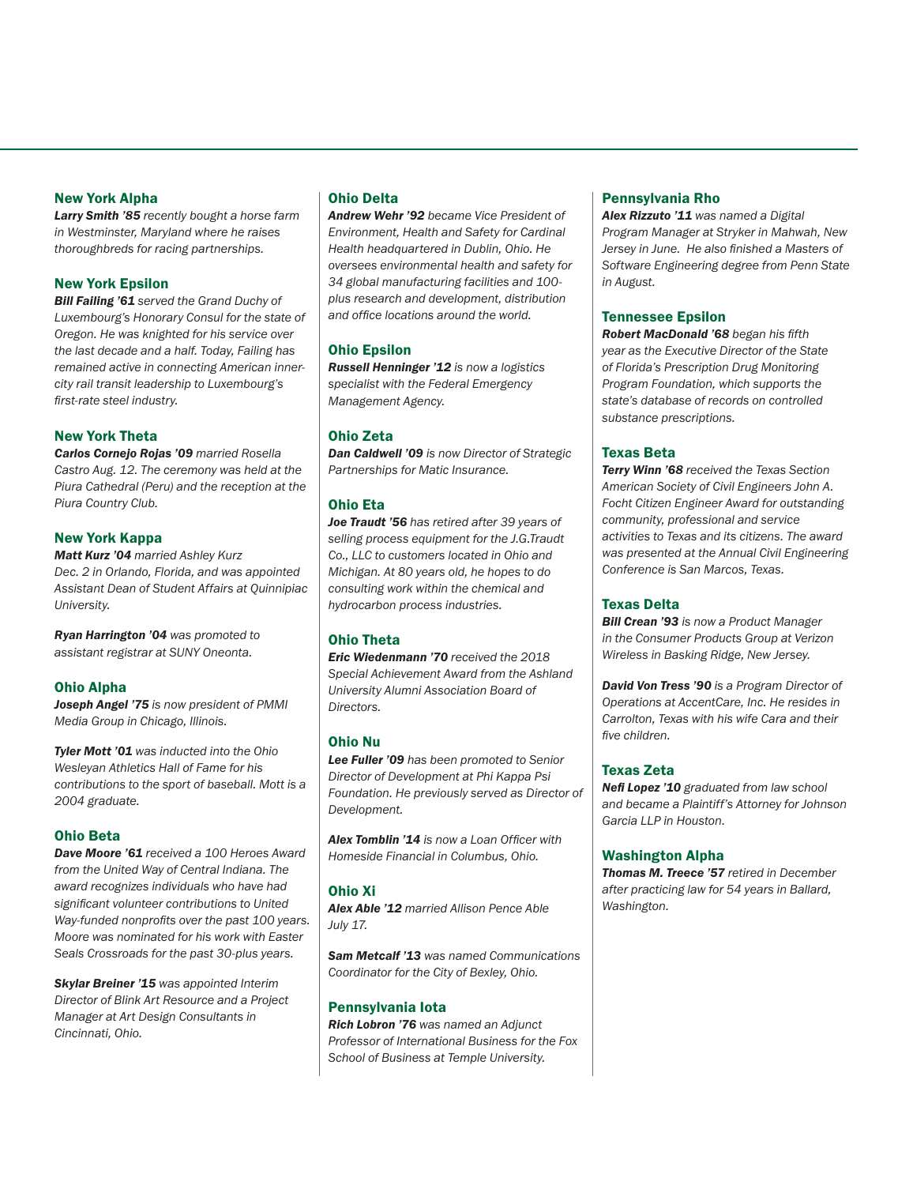## New York Alpha

***Larry Smith '85*** *recently bought a horse farm in Westminster, Maryland where he raises thoroughbreds for racing partnerships.*

## New York Epsilon

***Bill Failing '61*** *served the Grand Duchy of Luxembourg's Honorary Consul for the state of Oregon. He was knighted for his service over the last decade and a half. Today, Failing has remained active in connecting American inner-city rail transit leadership to Luxembourg's first-rate steel industry.*

## New York Theta

***Carlos Cornejo Rojas '09*** *married Rosella Castro Aug. 12. The ceremony was held at the Piura Cathedral (Peru) and the reception at the Piura Country Club.*

## New York Kappa

***Matt Kurz '04*** *married Ashley Kurz Dec. 2 in Orlando, Florida, and was appointed Assistant Dean of Student Affairs at Quinnipiac University.*

***Ryan Harrington '04*** *was promoted to assistant registrar at SUNY Oneonta.*

## Ohio Alpha

***Joseph Angel '75*** *is now president of PMMI Media Group in Chicago, Illinois.*

***Tyler Mott '01*** *was inducted into the Ohio Wesleyan Athletics Hall of Fame for his contributions to the sport of baseball. Mott is a 2004 graduate.*

## Ohio Beta

***Dave Moore '61*** *received a 100 Heroes Award from the United Way of Central Indiana. The award recognizes individuals who have had significant volunteer contributions to United Way-funded nonprofits over the past 100 years. Moore was nominated for his work with Easter Seals Crossroads for the past 30-plus years.*

***Skylar Breiner '15*** *was appointed Interim Director of Blink Art Resource and a Project Manager at Art Design Consultants in Cincinnati, Ohio.*

## Ohio Delta

***Andrew Wehr '92*** *became Vice President of Environment, Health and Safety for Cardinal Health headquartered in Dublin, Ohio. He oversees environmental health and safety for 34 global manufacturing facilities and 100-plus research and development, distribution and office locations around the world.*

## Ohio Epsilon

***Russell Henninger '12*** *is now a logistics specialist with the Federal Emergency Management Agency.*

## Ohio Zeta

***Dan Caldwell '09*** *is now Director of Strategic Partnerships for Matic Insurance.*

## Ohio Eta

***Joe Traudt '56*** *has retired after 39 years of selling process equipment for the J.G.Traudt Co., LLC to customers located in Ohio and Michigan. At 80 years old, he hopes to do consulting work within the chemical and hydrocarbon process industries.*

## Ohio Theta

***Eric Wiedenmann '70*** *received the 2018 Special Achievement Award from the Ashland University Alumni Association Board of Directors.*

## Ohio Nu

***Lee Fuller '09*** *has been promoted to Senior Director of Development at Phi Kappa Psi Foundation. He previously served as Director of Development.*

***Alex Tomblin '14*** *is now a Loan Officer with Homeside Financial in Columbus, Ohio.*

## Ohio Xi

***Alex Able '12*** *married Allison Pence Able July 17.*

***Sam Metcalf '13*** *was named Communications Coordinator for the City of Bexley, Ohio.*

## Pennsylvania Iota

***Rich Lobron '76*** *was named an Adjunct Professor of International Business for the Fox School of Business at Temple University.*

## Pennsylvania Rho

***Alex Rizzuto '11*** *was named a Digital Program Manager at Stryker in Mahwah, New Jersey in June. He also finished a Masters of Software Engineering degree from Penn State in August.*

## Tennessee Epsilon

***Robert MacDonald '68*** *began his fifth year as the Executive Director of the State of Florida's Prescription Drug Monitoring Program Foundation, which supports the state's database of records on controlled substance prescriptions.*

## Texas Beta

***Terry Winn '68*** *received the Texas Section American Society of Civil Engineers John A. Focht Citizen Engineer Award for outstanding community, professional and service activities to Texas and its citizens. The award was presented at the Annual Civil Engineering Conference is San Marcos, Texas.*

## Texas Delta

***Bill Crean '93*** *is now a Product Manager in the Consumer Products Group at Verizon Wireless in Basking Ridge, New Jersey.*

***David Von Tress '90*** *is a Program Director of Operations at AccentCare, Inc. He resides in Carrolton, Texas with his wife Cara and their five children.*

## Texas Zeta

***Nefi Lopez '10*** *graduated from law school and became a Plaintiff's Attorney for Johnson Garcia LLP in Houston.*

## Washington Alpha

***Thomas M. Treece '57*** *retired in December after practicing law for 54 years in Ballard, Washington.*